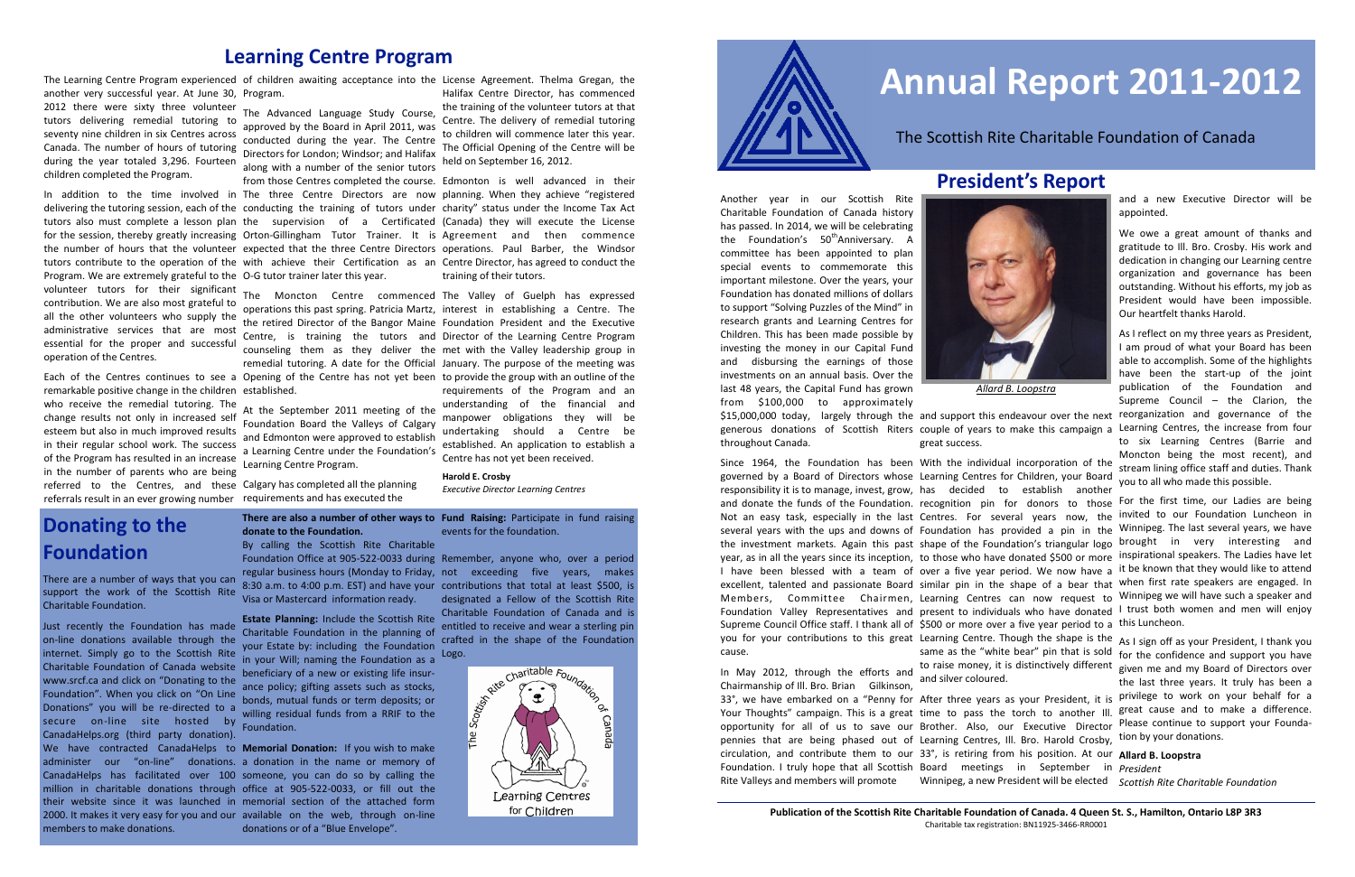## Learning Centre Program

The Learning Centre Program experienced another very successful year. At June 30, 2012 there were sixty three volunteer tutors delivering remedial tutoring to seventy nine children in six Centres across Canada. The number of hours of tutoring during the year totaled 3,296. Fourteen children completed the Program.

In addition to the time involved in delivering the tutoring session, each of the tutors also must complete a lesson plan for the session, thereby greatly increasing the number of hours that the volunteer tutors contribute to the operation of the Program. We are extremely grateful to the volunteer tutors for their significant contribution. We are also most grateful to all the other volunteers who supply the administrative services that are most essential for the proper and successful operation of the Centres.

Each of the Centres continues to see a remarkable positive change in the children who receive the remedial tutoring. The change results not only in increased self esteem but also in much improved results in their regular school work. The success of the Program has resulted in an increase in the number of parents who are being referred to the Centres, and these referrals result in an ever growing number of children awaiting acceptance into the Program.

The Advanced Language Study Course, approved by the Board in April 2011, was conducted during the year. The Centre Directors for London; Windsor; and Halifax along with a number of the senior tutors from those Centres completed the course. The three Centre Directors are now conducting the training of tutors under the supervision of a Certificated Orton-Gillingham Tutor Trainer. It is expected that the three Centre Directors with achieve their Certification as an O-G tutor trainer later this year.

The Moncton Centre commenced operations this past spring. Patricia Martz, the retired Director of the Bangor Maine Centre, is training the tutors and counseling them as they deliver the remedial tutoring. A date for the Official Opening of the Centre has not yet been established.

At the September 2011 meeting of the Foundation Board the Valleys of Calgary and Edmonton were approved to establish a Learning Centre under the Foundation's Learning Centre Program.

Calgary has completed all the planning requirements and has executed the License Agreement. Thelma Gregan, the Halifax Centre Director, has commenced the training of the volunteer tutors at that Centre. The delivery of remedial tutoring to children will commence later this year. The Official Opening of the Centre will be held on September 16, 2012.

Edmonton is well advanced in their planning. When they achieve "registered charity" status under the Income Tax Act (Canada) they will execute the License Agreement and then commence operations. Paul Barber, the Windsor Centre Director, has agreed to conduct the training of their tutors.

The Valley of Guelph has expressed interest in establishing a Centre. The Foundation President and the Executive Director of the Learning Centre Program met with the Valley leadership group in January. The purpose of the meeting was to provide the group with an outline of the requirements of the Program and an understanding of the financial and manpower obligations they will be undertaking should a Centre be established. An application to establish a Centre has not yet been received.

**Harold E. Crosby**
*Executive Director Learning Centres*

## Donating to the Foundation

There are a number of ways that you can support the work of the Scottish Rite Charitable Foundation.

Just recently the Foundation has made on-line donations available through the internet. Simply go to the Scottish Rite Charitable Foundation of Canada website www.srcf.ca and click on "Donating to the Foundation". When you click on "On Line Donations" you will be re-directed to a secure on-line site hosted by CanadaHelps.org (third party donation). We have contracted CanadaHelps to administer our "on-line" donations. CanadaHelps has facilitated over 100 million in charitable donations through their website since it was launched in 2000. It makes it very easy for you and our members to make donations.

**There are also a number of other ways to donate to the Foundation.**

By calling the Scottish Rite Charitable Foundation Office at 905-522-0033 during regular business hours (Monday to Friday, 8:30 a.m. to 4:00 p.m. EST) and have your Visa or Mastercard information ready.

**Estate Planning:** Include the Scottish Rite Charitable Foundation in the planning of your Estate by: including the Foundation in your Will; naming the Foundation as a beneficiary of a new or existing life insurance policy; gifting assets such as stocks, bonds, mutual funds or term deposits; or willing residual funds from a RRIF to the Foundation.

**Memorial Donation:** If you wish to make a donation in the name or memory of someone, you can do so by calling the office at 905-522-0033, or fill out the memorial section of the attached form available on the web, through on-line donations or of a "Blue Envelope".

**Fund Raising:** Participate in fund raising events for the foundation.

Remember, anyone who, over a period not exceeding five years, makes contributions that total at least $500, is designated a Fellow of the Scottish Rite Charitable Foundation of Canada and is entitled to receive and wear a sterling pin crafted in the shape of the Foundation Logo.

# Annual Report 2011-2012

The Scottish Rite Charitable Foundation of Canada

## President's Report

*Allard B. Loopstra*

Another year in our Scottish Rite Charitable Foundation of Canada history has passed. In 2014, we will be celebrating the Foundation's 50[th] Anniversary. A committee has been appointed to plan special events to commemorate this important milestone. Over the years, your Foundation has donated millions of dollars to support "Solving Puzzles of the Mind" in research grants and Learning Centres for Children. This has been made possible by investing the money in our Capital Fund and disbursing the earnings of those investments on an annual basis. Over the last 48 years, the Capital Fund has grown from $100,000 to approximately $15,000,000 today, largely through the generous donations of Scottish Riters throughout Canada.

Since 1964, the Foundation has been governed by a Board of Directors whose responsibility it is to manage, invest, grow, and donate the funds of the Foundation. Not an easy task, especially in the last several years with the ups and downs of the investment markets. Again this past year, as in all the years since its inception, I have been blessed with a team of excellent, talented and passionate Board Members, Committee Chairmen, Foundation Valley Representatives and Supreme Council Office staff. I thank all of you for your contributions to this great cause.

In May 2012, through the efforts and Chairmanship of Ill. Bro. Brian Gilkinson, 33°, we have embarked on a "Penny for Your Thoughts" campaign. This is a great opportunity for all of us to save our pennies that are being phased out of circulation, and contribute them to our Foundation. I truly hope that all Scottish Rite Valleys and members will promote and support this endeavour over the next couple of years to make this campaign a great success.

With the individual incorporation of the Learning Centres for Children, your Board has decided to establish another recognition pin for donors to those Centres. For several years now, the Foundation has provided a pin in the shape of the Foundation's triangular logo to those who have donated $500 or more over a five year period. We now have a similar pin in the shape of a bear that Learning Centres can now request to present to individuals who have donated $500 or more over a five year period to a Learning Centre. Though the shape is the same as the "white bear" pin that is sold to raise money, it is distinctively different and silver coloured.

After three years as your President, it is time to pass the torch to another Ill. Brother. Also, our Executive Director of Learning Centres, Ill. Bro. Harold Crosby, 33°, is retiring from his position. At our Board meetings in September in Winnipeg, a new President will be elected and a new Executive Director will be appointed.

We owe a great amount of thanks and gratitude to Ill. Bro. Crosby. His work and dedication in changing our Learning centre organization and governance has been outstanding. Without his efforts, my job as President would have been impossible. Our heartfelt thanks Harold.

As I reflect on my three years as President, I am proud of what your Board has been able to accomplish. Some of the highlights have been the start-up of the joint publication of the Foundation and Supreme Council – the Clarion, the reorganization and governance of the Learning Centres, the increase from four to six Learning Centres (Barrie and Moncton being the most recent), and stream lining office staff and duties. Thank you to all who made this possible.

For the first time, our Ladies are being invited to our Foundation Luncheon in Winnipeg. The last several years, we have brought in very interesting and inspirational speakers. The Ladies have let it be known that they would like to attend when first rate speakers are engaged. In Winnipeg we will have such a speaker and I trust both women and men will enjoy this Luncheon.

As I sign off as your President, I thank you for the confidence and support you have given me and my Board of Directors over the last three years. It truly has been a privilege to work on your behalf for a great cause and to make a difference. Please continue to support your Foundation by your donations.

**Allard B. Loopstra**
*President*
*Scottish Rite Charitable Foundation*

**Publication of the Scottish Rite Charitable Foundation of Canada. 4 Queen St. S., Hamilton, Ontario L8P 3R3**
Charitable tax registration: BN11925-3466-RR0001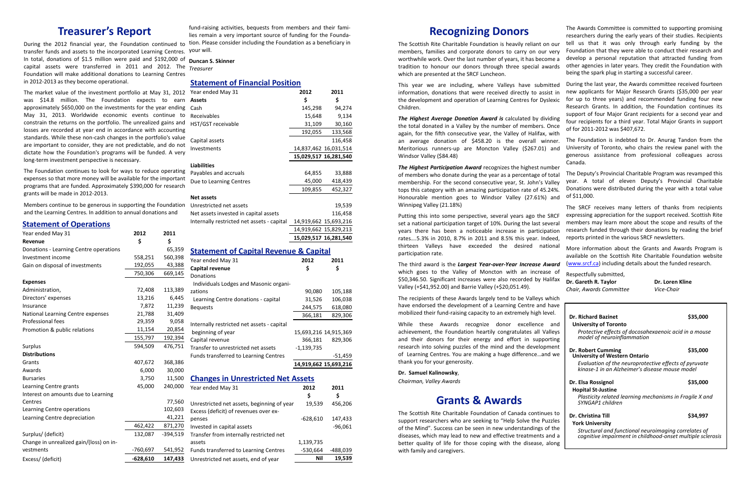# Treasurer's Report

During the 2012 financial year, the Foundation continued to transfer funds and assets to the incorporated Learning Centres. In total, donations of $1.5 million were paid and $192,000 of capital assets were transferred in 2011 and 2012. The Foundation will make additional donations to Learning Centres in 2012-2013 as they become operational.

The market value of the investment portfolio at May 31, 2012 was $14.8 million. The Foundation expects to earn approximately $650,000 on the investments for the year ending May 31, 2013. Worldwide economic events continue to constrain the returns on the portfolio. The unrealized gains and losses are recorded at year end in accordance with accounting standards. While these non-cash changes in the portfolio's value are important to consider, they are not predictable, and do not dictate how the Foundation's programs will be funded. A very long-term investment perspective is necessary.

The Foundation continues to look for ways to reduce operating expenses so that more money will be available for the important programs that are funded. Approximately $390,000 for research grants will be made in 2012-2013.

Members continue to be generous in supporting the Foundation and the Learning Centres. In addition to annual donations and fund-raising activities, bequests from members and their families remain a very important source of funding for the Foundation. Please consider including the Foundation as a beneficiary in your will.

**Duncan S. Skinner**
*Treasurer*

## Statement of Operations

| Year ended May 31 | 2012 | 2011 |
|---|---|---|
| **Revenue** | **$** | **$** |
| Donations - Learning Centre operations | | 65,359 |
| Investment income | 558,251 | 560,398 |
| Gain on disposal of investments | 192,055 | 43,388 |
| | 750,306 | 669,145 |
| **Expenses** | | |
| Administration, | 72,408 | 113,389 |
| Directors' expenses | 13,216 | 6,445 |
| Insurance | 7,872 | 11,239 |
| National Learning Centre expenses | 21,788 | 31,409 |
| Professional fees | 29,359 | 9,058 |
| Promotion & public relations | 11,154 | 20,854 |
| | 155,797 | 192,394 |
| Surplus | 594,509 | 476,751 |
| **Distributions** | | |
| Grants | 407,672 | 368,386 |
| Awards | 6,000 | 30,000 |
| Bursaries | 3,750 | 11,500 |
| Learning Centre grants | 45,000 | 240,000 |
| Interest on amounts due to Learning Centres | | 77,560 |
| Learning Centre operations | | 102,603 |
| Learning Centre depreciation | | 41,221 |
| | 462,422 | 871,270 |
| Surplus/ (deficit) | 132,087 | -394,519 |
| Change in unrealized gain/(loss) on investments | -760,697 | 541,952 |
| Excess/ (deficit) | **-628,610** | **147,433** |

## Statement of Financial Position

| Year ended May 31 | 2012 | 2011 |
|---|---|---|
| **Assets** | **$** | **$** |
| Cash | 145,298 | 94,274 |
| Receivables | 15,648 | 9,134 |
| HST/GST receivable | 31,109 | 30,160 |
| | 192,055 | 133,568 |
| Capital assets | | 116,458 |
| Investments | 14,837,462 | 16,031,514 |
| | **15,029,517** | **16,281,540** |
| **Liabilities** | | |
| Payables and accruals | 64,855 | 33,888 |
| Due to Learning Centres | 45,000 | 418,439 |
| | 109,855 | 452,327 |
| **Net assets** | | |
| Unrestricted net assets | | 19,539 |
| Net assets invested in capital assets | | 116,458 |
| Internally restricted net assets - capital | 14,919,662 | 15,693,216 |
| | 14,919,662 | 15,829,213 |
| | **15,029,517** | **16,281,540** |

## Statement of Capital Revenue & Capital

| Year ended May 31 | 2012 | 2011 |
|---|---|---|
| **Capital revenue** | **$** | **$** |
| Donations | | |
| Individuals Lodges and Masonic organizations | 90,080 | 105,188 |
| Learning Centre donations - capital | 31,526 | 106,038 |
| Bequests | 244,575 | 618,080 |
| | 366,181 | 829,306 |
| Internally restricted net assets - capital beginning of year | 15,693,216 | 14,915,369 |
| Capital revenue | 366,181 | 829,306 |
| Transfer to unrestricted net assets | -1,139,735 | |
| Funds transferred to Learning Centres | | -51,459 |
| | **14,919,662** | **15,693,216** |

## Changes in Unrestricted Net Assets

| Year ended May 31 | 2012 | 2011 |
|---|---|---|
| | **$** | **$** |
| Unrestricted net assets, beginning of year | 19,539 | 456,206 |
| Excess (deficit) of revenues over expenses | -628,610 | 147,433 |
| Invested in capital assets | | -96,061 |
| Transfer from internally restricted net assets | 1,139,735 | |
| Funds transferred to Learning Centres | -530,664 | -488,039 |
| Unrestricted net assets, end of year | **Nil** | **19,539** |

# Recognizing Donors

The Scottish Rite Charitable Foundation is heavily reliant on our members, families and corporate donors to carry on our very worthwhile work. Over the last number of years, it has become a tradition to honour our donors through three special awards which are presented at the SRCF Luncheon.

This year we are including, where Valleys have submitted information, donations that were received directly to assist in the development and operation of Learning Centres for Dyslexic Children.

***The Highest Average Donation Award is*** calculated by dividing the total donated in a Valley by the number of members. Once again, for the fifth consecutive year, the Valley of Halifax, with an average donation of $458.20 is the overall winner. Meritorious runners-up are Moncton Valley ($267.01) and Windsor Valley ($84.48)

***The Highest Participation Award*** recognizes the highest number of members who donate during the year as a percentage of total membership. For the second consecutive year, St. John's Valley tops this category with an amazing participation rate of 45.24%. Honourable mention goes to Windsor Valley (27.61%) and Winnipeg Valley (21.18%)

Putting this into some perspective, several years ago the SRCF set a national participation target of 10%. During the last several years there has been a noticeable increase in participation rates….5.3% in 2010, 8.7% in 2011 and 8.5% this year. Indeed, thirteen Valleys have exceeded the desired national participation rate.

The third award is the ***Largest Year-over-Year Increase Award*** which goes to the Valley of Moncton with an increase of $50,346.50. Significant increases were also recorded by Halifax Valley (+$41,952.00) and Barrie Valley (+$20,051.49).

The recipients of these Awards largely tend to be Valleys which have endorsed the development of a Learning Centre and have mobilized their fund-raising capacity to an extremely high level.

While these Awards recognize donor excellence and achievement, the Foundation heartily congratulates all Valleys and their donors for their energy and effort in supporting research into solving puzzles of the mind and the development of Learning Centres. You are making a huge difference…and we thank you for your generosity.

**Dr. Samuel Kalinowsky**,
*Chairman, Valley Awards*

# Grants & Awards

The Scottish Rite Charitable Foundation of Canada continues to support researchers who are seeking to "Help Solve the Puzzles of the Mind". Success can be seen in new understandings of the diseases, which may lead to new and effective treatments and a better quality of life for those coping with the disease, along with family and caregivers.

The Awards Committee is committed to supporting promising researchers during the early years of their studies. Recipients tell us that it was only through early funding by the Foundation that they were able to conduct their research and develop a personal reputation that attracted funding from other agencies in later years. They credit the Foundation with being the spark plug in starting a successful career.

During the last year, the Awards committee received fourteen new applicants for Major Research Grants ($35,000 per year for up to three years) and recommended funding four new Research Grants. In addition, the Foundation continues its support of four Major Grant recipients for a second year and four recipients for a third year. Total Major Grants in support of for 2011-2012 was $407,672.

The Foundation is indebted to Dr. Anurag Tandon from the University of Toronto, who chairs the review panel with the generous assistance from professional colleagues across Canada.

The Deputy's Provincial Charitable Program was revamped this year. A total of eleven Deputy's Provincial Charitable Donations were distributed during the year with a total value of $11,000.

The SRCF receives many letters of thanks from recipients expressing appreciation for the support received. Scottish Rite members may learn more about the scope and results of the research funded through their donations by reading the brief reports printed in the various SRCF newsletters.

More information about the Grants and Awards Program is available on the Scottish Rite Charitable Foundation website (www.srcf.ca) including details about the funded research.

Respectfully submitted,

**Dr. Gareth R. Taylor**
*Chair, Awards Committee*

**Dr. Loren Kline**
*Vice-Chair*

**Dr. Richard Bazinet** — **$35,000**
**University of Toronto**
*Protective effects of docosahexaenoic acid in a mouse model of neuroinflammation*

**Dr. Robert Cumming** — **$35,000**
**University of Western Ontario**
*Evaluation of the neuroprotective effects of pyruvate kinase-1 in an Alzheimer's disease mouse model*

**Dr. Elsa Rossignol** — **$35,000**
**Hopital St-Justine**
*Plasticity related learning mechanisms in Fragile X and SYNGAP1 children*

**Dr. Christina Till** — **$34,997**
**York University**
*Structural and functional neuroimaging correlates of cognitive impairment in childhood-onset multiple sclerosis*